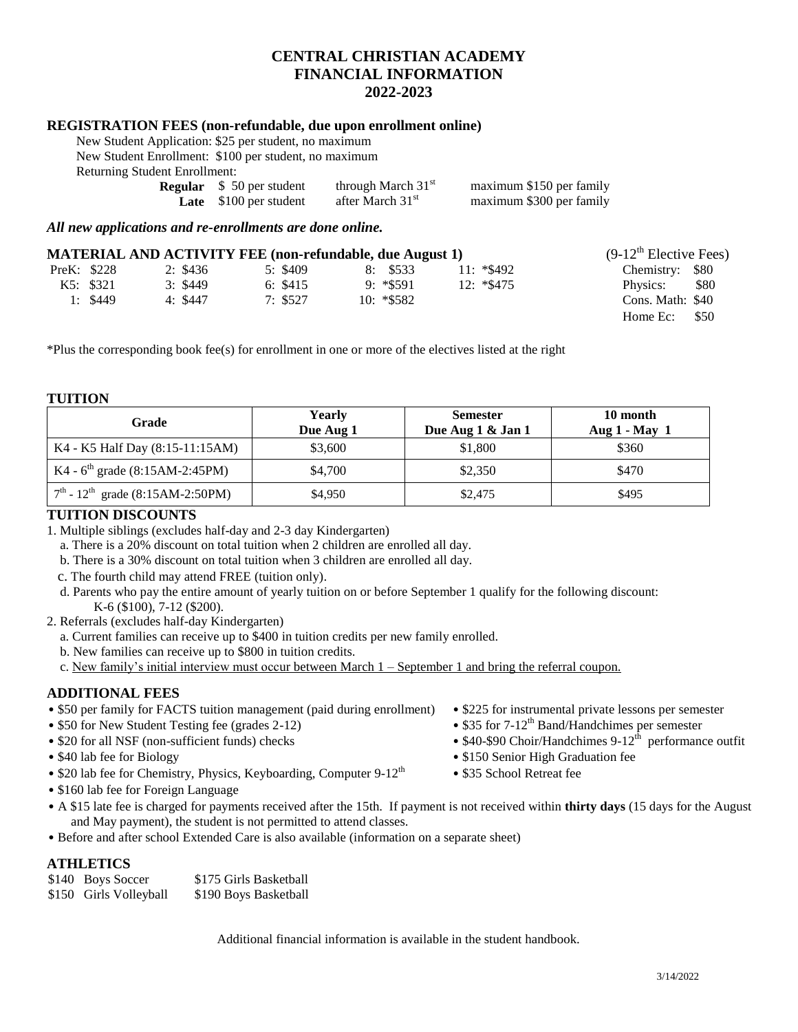# CENTRAL CHRISTIAN ACADEMY
# FINANCIAL INFORMATION
# 2022-2023

## REGISTRATION FEES (non-refundable, due upon enrollment online)

New Student Application: $25 per student, no maximum

New Student Enrollment: $100 per student, no maximum

Returning Student Enrollment:

| | | | |
|---|---|---|---|
| **Regular** | $ 50 per student | through March 31st | maximum $150 per family |
| **Late** | $100 per student | after March 31st | maximum $300 per family |

***All new applications and re-enrollments are done online.***

## MATERIAL AND ACTIVITY FEE (non-refundable, due August 1)

| | | | | |
|---|---|---|---|---|
| PreK: $228 | 2: $436 | 5: $409 | 8: $533 | 11: *$492 |
| K5: $321 | 3: $449 | 6: $415 | 9: *$591 | 12: *$475 |
| 1: $449 | 4: $447 | 7: $527 | 10: *$582 | |

(9-12th Elective Fees)

| | |
|---|---|
| Chemistry: | $80 |
| Physics: | $80 |
| Cons. Math: | $40 |
| Home Ec: | $50 |

*Plus the corresponding book fee(s) for enrollment in one or more of the electives listed at the right

## TUITION

| Grade | Yearly Due Aug 1 | Semester Due Aug 1 & Jan 1 | 10 month Aug 1 - May 1 |
|---|---|---|---|
| K4 - K5 Half Day (8:15-11:15AM) | $3,600 | $1,800 | $360 |
| K4 - 6th grade (8:15AM-2:45PM) | $4,700 | $2,350 | $470 |
| 7th - 12th grade (8:15AM-2:50PM) | $4,950 | $2,475 | $495 |

## TUITION DISCOUNTS

1. Multiple siblings (excludes half-day and 2-3 day Kindergarten)
   a. There is a 20% discount on total tuition when 2 children are enrolled all day.
   b. There is a 30% discount on total tuition when 3 children are enrolled all day.
   c. The fourth child may attend FREE (tuition only).
   d. Parents who pay the entire amount of yearly tuition on or before September 1 qualify for the following discount: K-6 ($100), 7-12 ($200).
2. Referrals (excludes half-day Kindergarten)
   a. Current families can receive up to $400 in tuition credits per new family enrolled.
   b. New families can receive up to $800 in tuition credits.
   c. New family's initial interview must occur between March 1 – September 1 and bring the referral coupon.

## ADDITIONAL FEES

- $50 per family for FACTS tuition management (paid during enrollment)
- $50 for New Student Testing fee (grades 2-12)
- $20 for all NSF (non-sufficient funds) checks
- $40 lab fee for Biology
- $20 lab fee for Chemistry, Physics, Keyboarding, Computer 9-12th
- $160 lab fee for Foreign Language
- $225 for instrumental private lessons per semester
- $35 for 7-12th Band/Handchimes per semester
- $40-$90 Choir/Handchimes 9-12th performance outfit
- $150 Senior High Graduation fee
- $35 School Retreat fee
- A $15 late fee is charged for payments received after the 15th. If payment is not received within **thirty days** (15 days for the August and May payment), the student is not permitted to attend classes.
- Before and after school Extended Care is also available (information on a separate sheet)

## ATHLETICS

| | |
|---|---|
| $140 Boys Soccer | $175 Girls Basketball |
| $150 Girls Volleyball | $190 Boys Basketball |

Additional financial information is available in the student handbook.

3/14/2022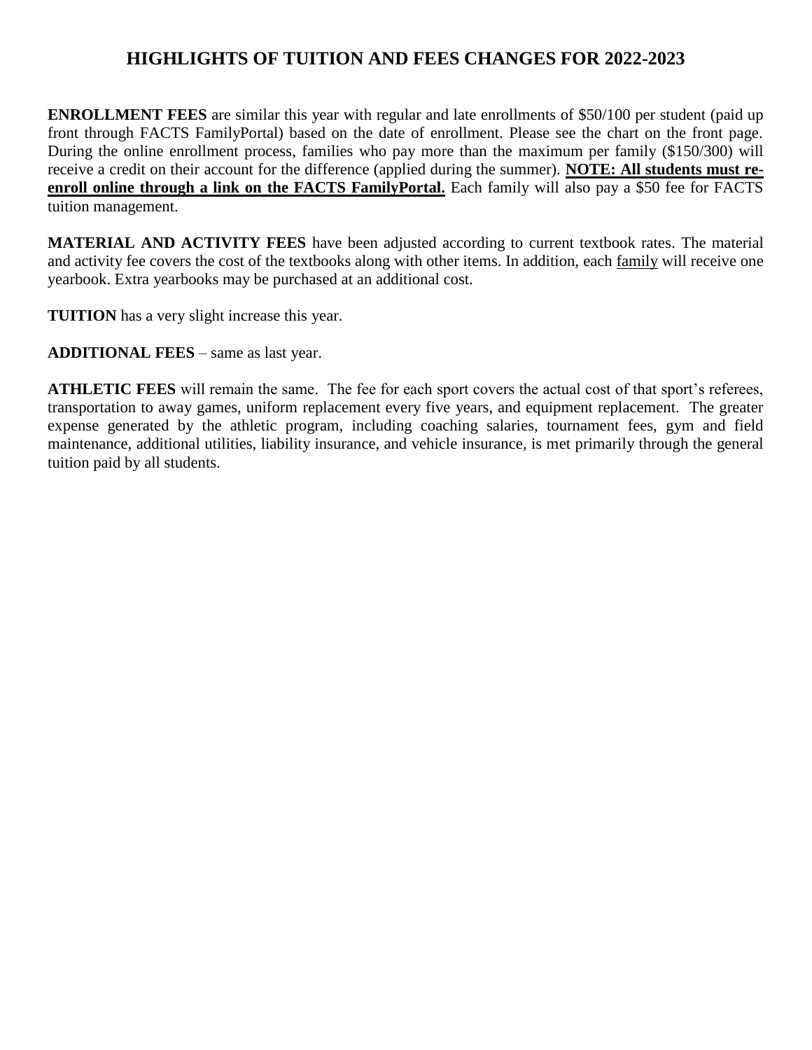# HIGHLIGHTS OF TUITION AND FEES CHANGES FOR 2022-2023

**ENROLLMENT FEES** are similar this year with regular and late enrollments of $50/100 per student (paid up front through FACTS FamilyPortal) based on the date of enrollment. Please see the chart on the front page. During the online enrollment process, families who pay more than the maximum per family ($150/300) will receive a credit on their account for the difference (applied during the summer). **<u>NOTE: All students must re-enroll online through a link on the FACTS FamilyPortal.</u>** Each family will also pay a $50 fee for FACTS tuition management.

**MATERIAL AND ACTIVITY FEES** have been adjusted according to current textbook rates. The material and activity fee covers the cost of the textbooks along with other items. In addition, each <u>family</u> will receive one yearbook. Extra yearbooks may be purchased at an additional cost.

**TUITION** has a very slight increase this year.

**ADDITIONAL FEES** – same as last year.

**ATHLETIC FEES** will remain the same. The fee for each sport covers the actual cost of that sport's referees, transportation to away games, uniform replacement every five years, and equipment replacement. The greater expense generated by the athletic program, including coaching salaries, tournament fees, gym and field maintenance, additional utilities, liability insurance, and vehicle insurance, is met primarily through the general tuition paid by all students.